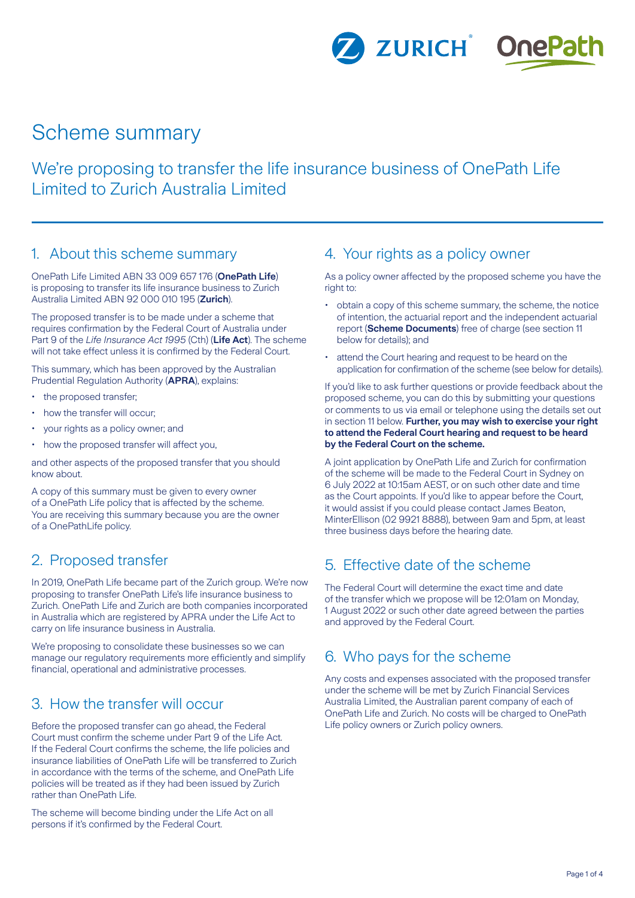# Scheme summary

## We're proposing to transfer the life insurance business of OnePath Life Limited to Zurich Australia Limited

## 1. About this scheme summary

OnePath Life Limited ABN 33 009 657 176 (**OnePath Life**) is proposing to transfer its life insurance business to Zurich Australia Limited ABN 92 000 010 195 (**Zurich**).

The proposed transfer is to be made under a scheme that requires confirmation by the Federal Court of Australia under Part 9 of the *Life Insurance Act 1995* (Cth) (**Life Act**). The scheme will not take effect unless it is confirmed by the Federal Court.

This summary, which has been approved by the Australian Prudential Regulation Authority (**APRA**), explains:

- the proposed transfer;
- how the transfer will occur;
- your rights as a policy owner; and
- how the proposed transfer will affect you,

and other aspects of the proposed transfer that you should know about.

A copy of this summary must be given to every owner of a OnePath Life policy that is affected by the scheme. You are receiving this summary because you are the owner of a OnePathLife policy.

## 2. Proposed transfer

In 2019, OnePath Life became part of the Zurich group. We're now proposing to transfer OnePath Life's life insurance business to Zurich. OnePath Life and Zurich are both companies incorporated in Australia which are registered by APRA under the Life Act to carry on life insurance business in Australia.

We're proposing to consolidate these businesses so we can manage our regulatory requirements more efficiently and simplify financial, operational and administrative processes.

## 3. How the transfer will occur

Before the proposed transfer can go ahead, the Federal Court must confirm the scheme under Part 9 of the Life Act. If the Federal Court confirms the scheme, the life policies and insurance liabilities of OnePath Life will be transferred to Zurich in accordance with the terms of the scheme, and OnePath Life policies will be treated as if they had been issued by Zurich rather than OnePath Life.

The scheme will become binding under the Life Act on all persons if it's confirmed by the Federal Court.

## 4. Your rights as a policy owner

As a policy owner affected by the proposed scheme you have the right to:

- obtain a copy of this scheme summary, the scheme, the notice of intention, the actuarial report and the independent actuarial report (**Scheme Documents**) free of charge (see section 11 below for details); and
- attend the Court hearing and request to be heard on the application for confirmation of the scheme (see below for details).

If you'd like to ask further questions or provide feedback about the proposed scheme, you can do this by submitting your questions or comments to us via email or telephone using the details set out in section 11 below. **Further, you may wish to exercise your right to attend the Federal Court hearing and request to be heard by the Federal Court on the scheme.**

A joint application by OnePath Life and Zurich for confirmation of the scheme will be made to the Federal Court in Sydney on 6 July 2022 at 10:15am AEST, or on such other date and time as the Court appoints. If you'd like to appear before the Court, it would assist if you could please contact James Beaton, MinterEllison (02 9921 8888), between 9am and 5pm, at least three business days before the hearing date.

## 5. Effective date of the scheme

The Federal Court will determine the exact time and date of the transfer which we propose will be 12:01am on Monday, 1 August 2022 or such other date agreed between the parties and approved by the Federal Court.

## 6. Who pays for the scheme

Any costs and expenses associated with the proposed transfer under the scheme will be met by Zurich Financial Services Australia Limited, the Australian parent company of each of OnePath Life and Zurich. No costs will be charged to OnePath Life policy owners or Zurich policy owners.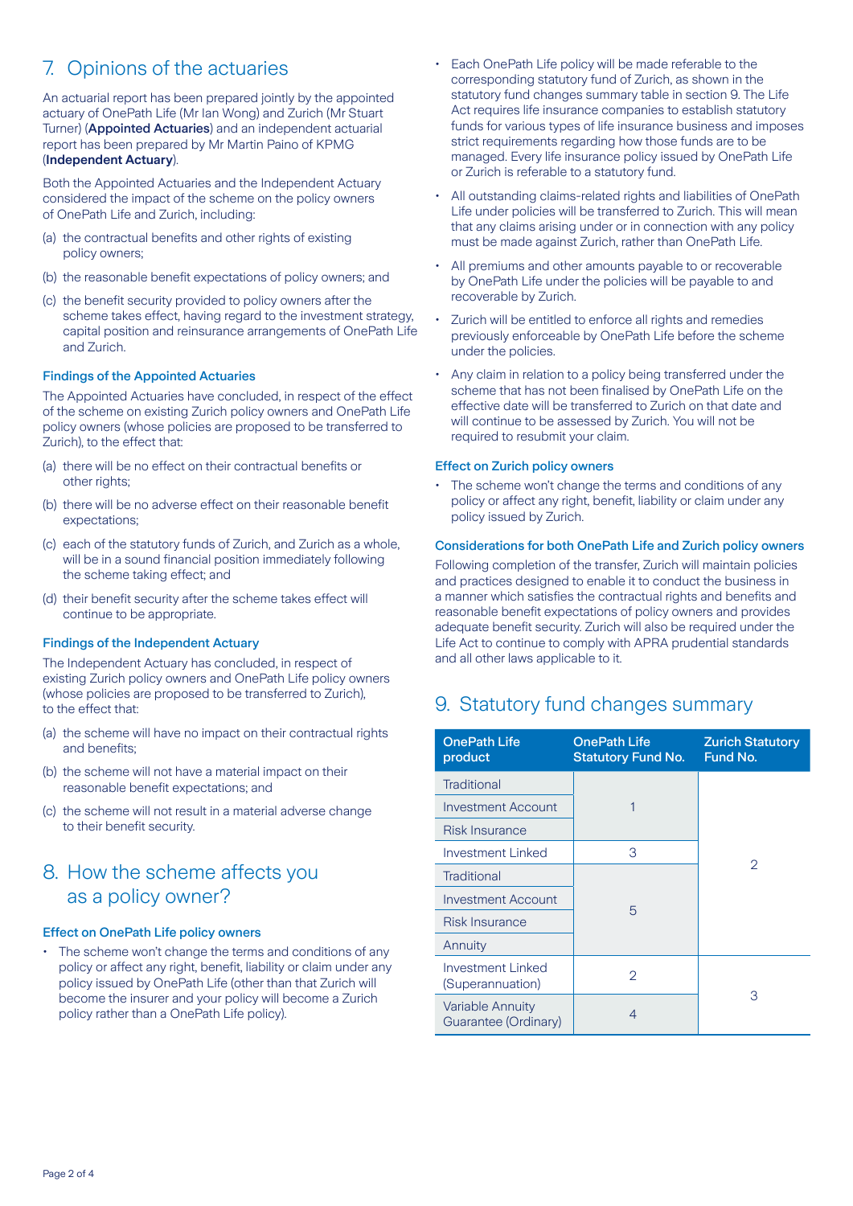## 7. Opinions of the actuaries

An actuarial report has been prepared jointly by the appointed actuary of OnePath Life (Mr Ian Wong) and Zurich (Mr Stuart Turner) (**Appointed Actuaries**) and an independent actuarial report has been prepared by Mr Martin Paino of KPMG (**Independent Actuary**).

Both the Appointed Actuaries and the Independent Actuary considered the impact of the scheme on the policy owners of OnePath Life and Zurich, including:

(a) the contractual benefits and other rights of existing policy owners;

(b) the reasonable benefit expectations of policy owners; and

(c) the benefit security provided to policy owners after the scheme takes effect, having regard to the investment strategy, capital position and reinsurance arrangements of OnePath Life and Zurich.

### Findings of the Appointed Actuaries

The Appointed Actuaries have concluded, in respect of the effect of the scheme on existing Zurich policy owners and OnePath Life policy owners (whose policies are proposed to be transferred to Zurich), to the effect that:

(a) there will be no effect on their contractual benefits or other rights;

(b) there will be no adverse effect on their reasonable benefit expectations;

(c) each of the statutory funds of Zurich, and Zurich as a whole, will be in a sound financial position immediately following the scheme taking effect; and

(d) their benefit security after the scheme takes effect will continue to be appropriate.

### Findings of the Independent Actuary

The Independent Actuary has concluded, in respect of existing Zurich policy owners and OnePath Life policy owners (whose policies are proposed to be transferred to Zurich), to the effect that:

(a) the scheme will have no impact on their contractual rights and benefits;

(b) the scheme will not have a material impact on their reasonable benefit expectations; and

(c) the scheme will not result in a material adverse change to their benefit security.

## 8. How the scheme affects you as a policy owner?

### Effect on OnePath Life policy owners

- The scheme won't change the terms and conditions of any policy or affect any right, benefit, liability or claim under any policy issued by OnePath Life (other than that Zurich will become the insurer and your policy will become a Zurich policy rather than a OnePath Life policy).
- Each OnePath Life policy will be made referable to the corresponding statutory fund of Zurich, as shown in the statutory fund changes summary table in section 9. The Life Act requires life insurance companies to establish statutory funds for various types of life insurance business and imposes strict requirements regarding how those funds are to be managed. Every life insurance policy issued by OnePath Life or Zurich is referable to a statutory fund.
- All outstanding claims-related rights and liabilities of OnePath Life under policies will be transferred to Zurich. This will mean that any claims arising under or in connection with any policy must be made against Zurich, rather than OnePath Life.
- All premiums and other amounts payable to or recoverable by OnePath Life under the policies will be payable to and recoverable by Zurich.
- Zurich will be entitled to enforce all rights and remedies previously enforceable by OnePath Life before the scheme under the policies.
- Any claim in relation to a policy being transferred under the scheme that has not been finalised by OnePath Life on the effective date will be transferred to Zurich on that date and will continue to be assessed by Zurich. You will not be required to resubmit your claim.

### Effect on Zurich policy owners

- The scheme won't change the terms and conditions of any policy or affect any right, benefit, liability or claim under any policy issued by Zurich.

### Considerations for both OnePath Life and Zurich policy owners

Following completion of the transfer, Zurich will maintain policies and practices designed to enable it to conduct the business in a manner which satisfies the contractual rights and benefits and reasonable benefit expectations of policy owners and provides adequate benefit security. Zurich will also be required under the Life Act to continue to comply with APRA prudential standards and all other laws applicable to it.

## 9. Statutory fund changes summary

| OnePath Life product | OnePath Life Statutory Fund No. | Zurich Statutory Fund No. |
|---|---|---|
| Traditional | 1 | 2 |
| Investment Account | 1 | 2 |
| Risk Insurance | 1 | 2 |
| Investment Linked | 3 | 2 |
| Traditional | 5 | 2 |
| Investment Account | 5 | 2 |
| Risk Insurance | 5 | 2 |
| Annuity | 5 | 2 |
| Investment Linked (Superannuation) | 2 | 3 |
| Variable Annuity Guarantee (Ordinary) | 4 | 3 |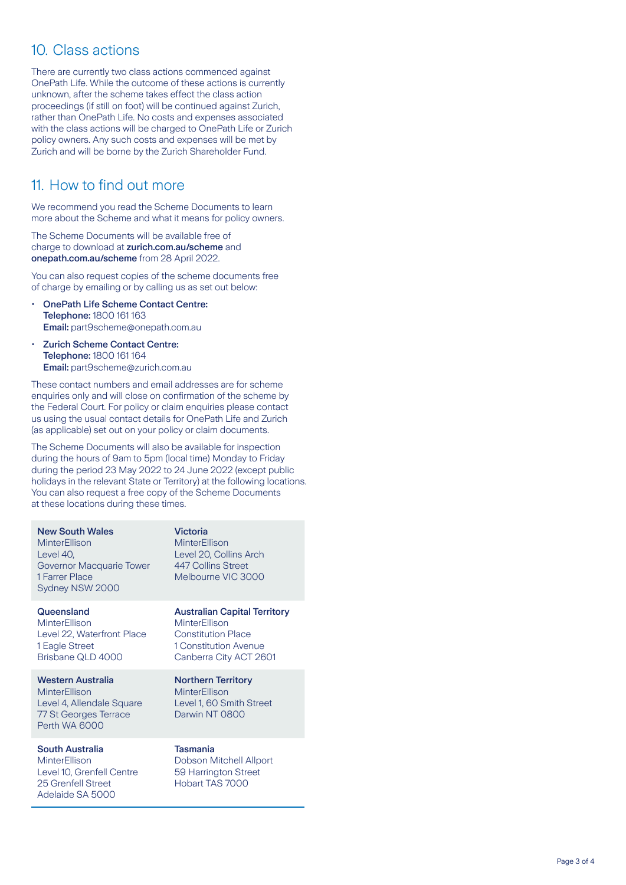## 10. Class actions

There are currently two class actions commenced against OnePath Life. While the outcome of these actions is currently unknown, after the scheme takes effect the class action proceedings (if still on foot) will be continued against Zurich, rather than OnePath Life. No costs and expenses associated with the class actions will be charged to OnePath Life or Zurich policy owners. Any such costs and expenses will be met by Zurich and will be borne by the Zurich Shareholder Fund.

## 11. How to find out more

We recommend you read the Scheme Documents to learn more about the Scheme and what it means for policy owners.

The Scheme Documents will be available free of charge to download at **zurich.com.au/scheme** and **onepath.com.au/scheme** from 28 April 2022.

You can also request copies of the scheme documents free of charge by emailing or by calling us as set out below:

- **OnePath Life Scheme Contact Centre:**
  **Telephone:** 1800 161 163
  **Email:** part9scheme@onepath.com.au
- **Zurich Scheme Contact Centre:**
  **Telephone:** 1800 161 164
  **Email:** part9scheme@zurich.com.au

These contact numbers and email addresses are for scheme enquiries only and will close on confirmation of the scheme by the Federal Court. For policy or claim enquiries please contact us using the usual contact details for OnePath Life and Zurich (as applicable) set out on your policy or claim documents.

The Scheme Documents will also be available for inspection during the hours of 9am to 5pm (local time) Monday to Friday during the period 23 May 2022 to 24 June 2022 (except public holidays in the relevant State or Territory) at the following locations. You can also request a free copy of the Scheme Documents at these locations during these times.

**New South Wales**
MinterEllison
Level 40,
Governor Macquarie Tower
1 Farrer Place
Sydney NSW 2000

**Victoria**
MinterEllison
Level 20, Collins Arch
447 Collins Street
Melbourne VIC 3000

**Queensland**
MinterEllison
Level 22, Waterfront Place
1 Eagle Street
Brisbane QLD 4000

**Australian Capital Territory**
MinterEllison
Constitution Place
1 Constitution Avenue
Canberra City ACT 2601

**Western Australia**
MinterEllison
Level 4, Allendale Square
77 St Georges Terrace
Perth WA 6000

**Northern Territory**
MinterEllison
Level 1, 60 Smith Street
Darwin NT 0800

**South Australia**
MinterEllison
Level 10, Grenfell Centre
25 Grenfell Street
Adelaide SA 5000

**Tasmania**
Dobson Mitchell Allport
59 Harrington Street
Hobart TAS 7000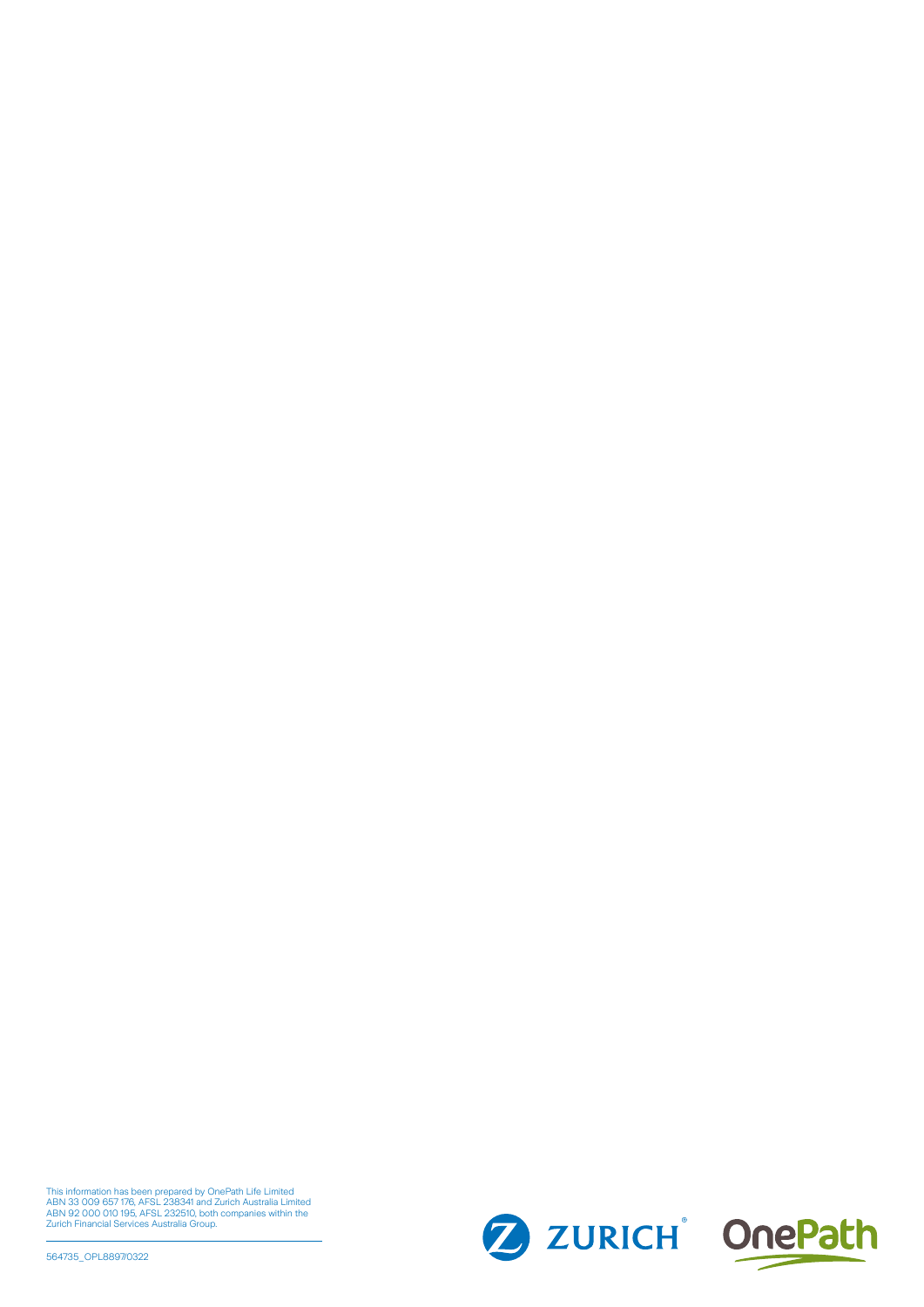This information has been prepared by OnePath Life Limited ABN 33 009 657 176, AFSL 238341 and Zurich Australia Limited ABN 92 000 010 195, AFSL 232510, both companies within the Zurich Financial Services Australia Group.

564735_OPL8897/0322